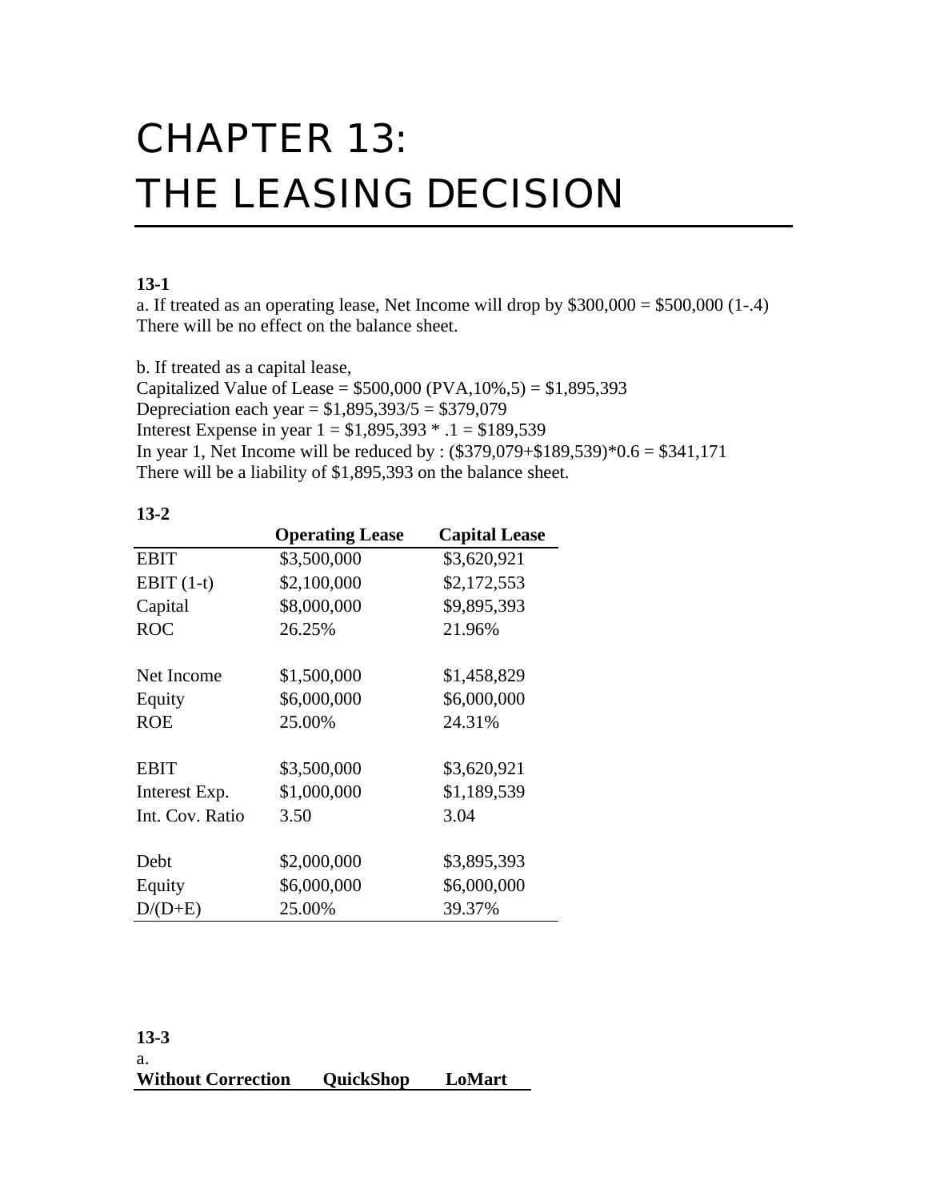# CHAPTER 13: THE LEASING DECISION

**13-1**

a. If treated as an operating lease, Net Income will drop by $300,000 = $500,000 (1-.4) There will be no effect on the balance sheet.

b. If treated as a capital lease,
Capitalized Value of Lease = $500,000 (PVA,10%,5) = $1,895,393
Depreciation each year = $1,895,393/5 = $379,079
Interest Expense in year 1 = $1,895,393 * .1 = $189,539
In year 1, Net Income will be reduced by : ($379,079+$189,539)*0.6 = $341,171
There will be a liability of $1,895,393 on the balance sheet.

**13-2**

| | **Operating Lease** | **Capital Lease** |
|---|---|---|
| EBIT | $3,500,000 | $3,620,921 |
| EBIT (1-t) | $2,100,000 | $2,172,553 |
| Capital | $8,000,000 | $9,895,393 |
| ROC | 26.25% | 21.96% |
| | | |
| Net Income | $1,500,000 | $1,458,829 |
| Equity | $6,000,000 | $6,000,000 |
| ROE | 25.00% | 24.31% |
| | | |
| EBIT | $3,500,000 | $3,620,921 |
| Interest Exp. | $1,000,000 | $1,189,539 |
| Int. Cov. Ratio | 3.50 | 3.04 |
| | | |
| Debt | $2,000,000 | $3,895,393 |
| Equity | $6,000,000 | $6,000,000 |
| D/(D+E) | 25.00% | 39.37% |

**13-3**

a.

| **Without Correction** | **QuickShop** | **LoMart** |
|---|---|---|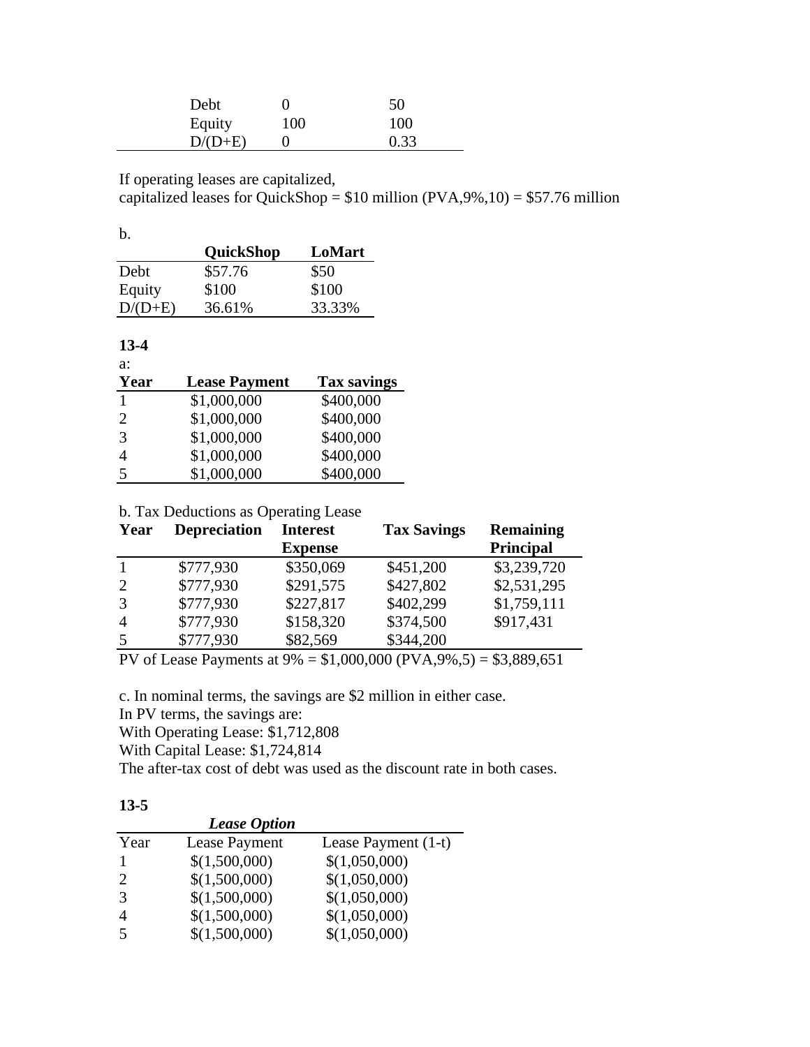| | | |
|---|---|---|
| Debt | 0 | 50 |
| Equity | 100 | 100 |
| D/(D+E) | 0 | 0.33 |

If operating leases are capitalized,
capitalized leases for QuickShop = \$10 million (PVA,9%,10) = \$57.76 million

b.

| | QuickShop | LoMart |
|---|---|---|
| Debt | \$57.76 | \$50 |
| Equity | \$100 | \$100 |
| D/(D+E) | 36.61% | 33.33% |

**13-4**

a:

| Year | Lease Payment | Tax savings |
|---|---|---|
| 1 | \$1,000,000 | \$400,000 |
| 2 | \$1,000,000 | \$400,000 |
| 3 | \$1,000,000 | \$400,000 |
| 4 | \$1,000,000 | \$400,000 |
| 5 | \$1,000,000 | \$400,000 |

b. Tax Deductions as Operating Lease

| Year | Depreciation | Interest Expense | Tax Savings | Remaining Principal |
|---|---|---|---|---|
| 1 | \$777,930 | \$350,069 | \$451,200 | \$3,239,720 |
| 2 | \$777,930 | \$291,575 | \$427,802 | \$2,531,295 |
| 3 | \$777,930 | \$227,817 | \$402,299 | \$1,759,111 |
| 4 | \$777,930 | \$158,320 | \$374,500 | \$917,431 |
| 5 | \$777,930 | \$82,569 | \$344,200 | |

PV of Lease Payments at 9% = \$1,000,000 (PVA,9%,5) = \$3,889,651

c. In nominal terms, the savings are \$2 million in either case.
In PV terms, the savings are:
With Operating Lease: \$1,712,808
With Capital Lease: \$1,724,814
The after-tax cost of debt was used as the discount rate in both cases.

**13-5**

| | ***Lease Option*** | |
|---|---|---|
| Year | Lease Payment | Lease Payment (1-t) |
| 1 | \$(1,500,000) | \$(1,050,000) |
| 2 | \$(1,500,000) | \$(1,050,000) |
| 3 | \$(1,500,000) | \$(1,050,000) |
| 4 | \$(1,500,000) | \$(1,050,000) |
| 5 | \$(1,500,000) | \$(1,050,000) |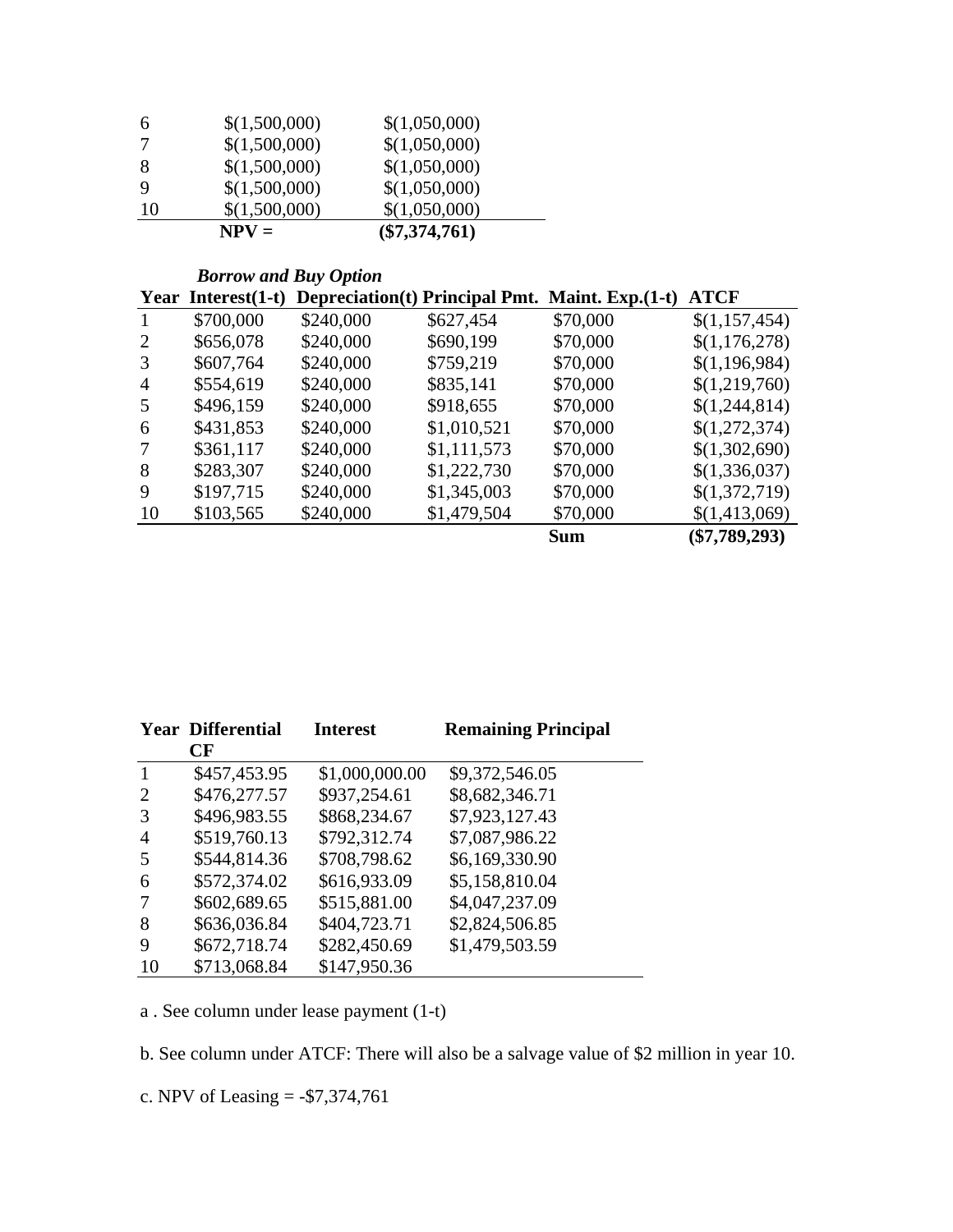| | | |
|---|---|---|
| 6 | $(1,500,000) | $(1,050,000) |
| 7 | $(1,500,000) | $(1,050,000) |
| 8 | $(1,500,000) | $(1,050,000) |
| 9 | $(1,500,000) | $(1,050,000) |
| 10 | $(1,500,000) | $(1,050,000) |
| | **NPV =** | **($7,374,761)** |

***Borrow and Buy Option***

| Year | Interest(1-t) | Depreciation(t) | Principal Pmt. | Maint. Exp.(1-t) | ATCF |
|---|---|---|---|---|---|
| 1 | $700,000 | $240,000 | $627,454 | $70,000 | $(1,157,454) |
| 2 | $656,078 | $240,000 | $690,199 | $70,000 | $(1,176,278) |
| 3 | $607,764 | $240,000 | $759,219 | $70,000 | $(1,196,984) |
| 4 | $554,619 | $240,000 | $835,141 | $70,000 | $(1,219,760) |
| 5 | $496,159 | $240,000 | $918,655 | $70,000 | $(1,244,814) |
| 6 | $431,853 | $240,000 | $1,010,521 | $70,000 | $(1,272,374) |
| 7 | $361,117 | $240,000 | $1,111,573 | $70,000 | $(1,302,690) |
| 8 | $283,307 | $240,000 | $1,222,730 | $70,000 | $(1,336,037) |
| 9 | $197,715 | $240,000 | $1,345,003 | $70,000 | $(1,372,719) |
| 10 | $103,565 | $240,000 | $1,479,504 | $70,000 | $(1,413,069) |
| | | | | **Sum** | **($7,789,293)** |

| Year | Differential CF | Interest | Remaining Principal |
|---|---|---|---|
| 1 | $457,453.95 | $1,000,000.00 | $9,372,546.05 |
| 2 | $476,277.57 | $937,254.61 | $8,682,346.71 |
| 3 | $496,983.55 | $868,234.67 | $7,923,127.43 |
| 4 | $519,760.13 | $792,312.74 | $7,087,986.22 |
| 5 | $544,814.36 | $708,798.62 | $6,169,330.90 |
| 6 | $572,374.02 | $616,933.09 | $5,158,810.04 |
| 7 | $602,689.65 | $515,881.00 | $4,047,237.09 |
| 8 | $636,036.84 | $404,723.71 | $2,824,506.85 |
| 9 | $672,718.74 | $282,450.69 | $1,479,503.59 |
| 10 | $713,068.84 | $147,950.36 | |

a . See column under lease payment (1-t)

b. See column under ATCF: There will also be a salvage value of $2 million in year 10.

c. NPV of Leasing = -$7,374,761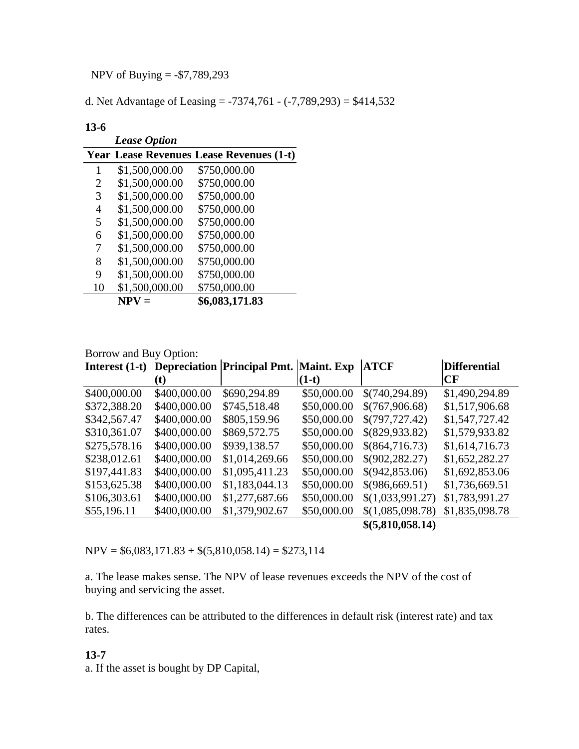NPV of Buying = -$7,789,293

d. Net Advantage of Leasing = -7374,761 - (-7,789,293) = $414,532

**13-6**

| | *Lease Option* | |
|---|---|---|
| **Year** | **Lease Revenues** | **Lease Revenues (1-t)** |
| 1 | $1,500,000.00 | $750,000.00 |
| 2 | $1,500,000.00 | $750,000.00 |
| 3 | $1,500,000.00 | $750,000.00 |
| 4 | $1,500,000.00 | $750,000.00 |
| 5 | $1,500,000.00 | $750,000.00 |
| 6 | $1,500,000.00 | $750,000.00 |
| 7 | $1,500,000.00 | $750,000.00 |
| 8 | $1,500,000.00 | $750,000.00 |
| 9 | $1,500,000.00 | $750,000.00 |
| 10 | $1,500,000.00 | $750,000.00 |
| | **NPV =** | **$6,083,171.83** |

Borrow and Buy Option:

| Interest (1-t) | Depreciation (t) | Principal Pmt. | Maint. Exp (1-t) | ATCF | Differential CF |
|---|---|---|---|---|---|
| $400,000.00 | $400,000.00 | $690,294.89 | $50,000.00 | $(740,294.89) | $1,490,294.89 |
| $372,388.20 | $400,000.00 | $745,518.48 | $50,000.00 | $(767,906.68) | $1,517,906.68 |
| $342,567.47 | $400,000.00 | $805,159.96 | $50,000.00 | $(797,727.42) | $1,547,727.42 |
| $310,361.07 | $400,000.00 | $869,572.75 | $50,000.00 | $(829,933.82) | $1,579,933.82 |
| $275,578.16 | $400,000.00 | $939,138.57 | $50,000.00 | $(864,716.73) | $1,614,716.73 |
| $238,012.61 | $400,000.00 | $1,014,269.66 | $50,000.00 | $(902,282.27) | $1,652,282.27 |
| $197,441.83 | $400,000.00 | $1,095,411.23 | $50,000.00 | $(942,853.06) | $1,692,853.06 |
| $153,625.38 | $400,000.00 | $1,183,044.13 | $50,000.00 | $(986,669.51) | $1,736,669.51 |
| $106,303.61 | $400,000.00 | $1,277,687.66 | $50,000.00 | $(1,033,991.27) | $1,783,991.27 |
| $55,196.11 | $400,000.00 | $1,379,902.67 | $50,000.00 | $(1,085,098.78) | $1,835,098.78 |
| | | | | **$(5,810,058.14)** | |

NPV = $6,083,171.83 + $(5,810,058.14) = $273,114

a. The lease makes sense. The NPV of lease revenues exceeds the NPV of the cost of buying and servicing the asset.

b. The differences can be attributed to the differences in default risk (interest rate) and tax rates.

**13-7**

a. If the asset is bought by DP Capital,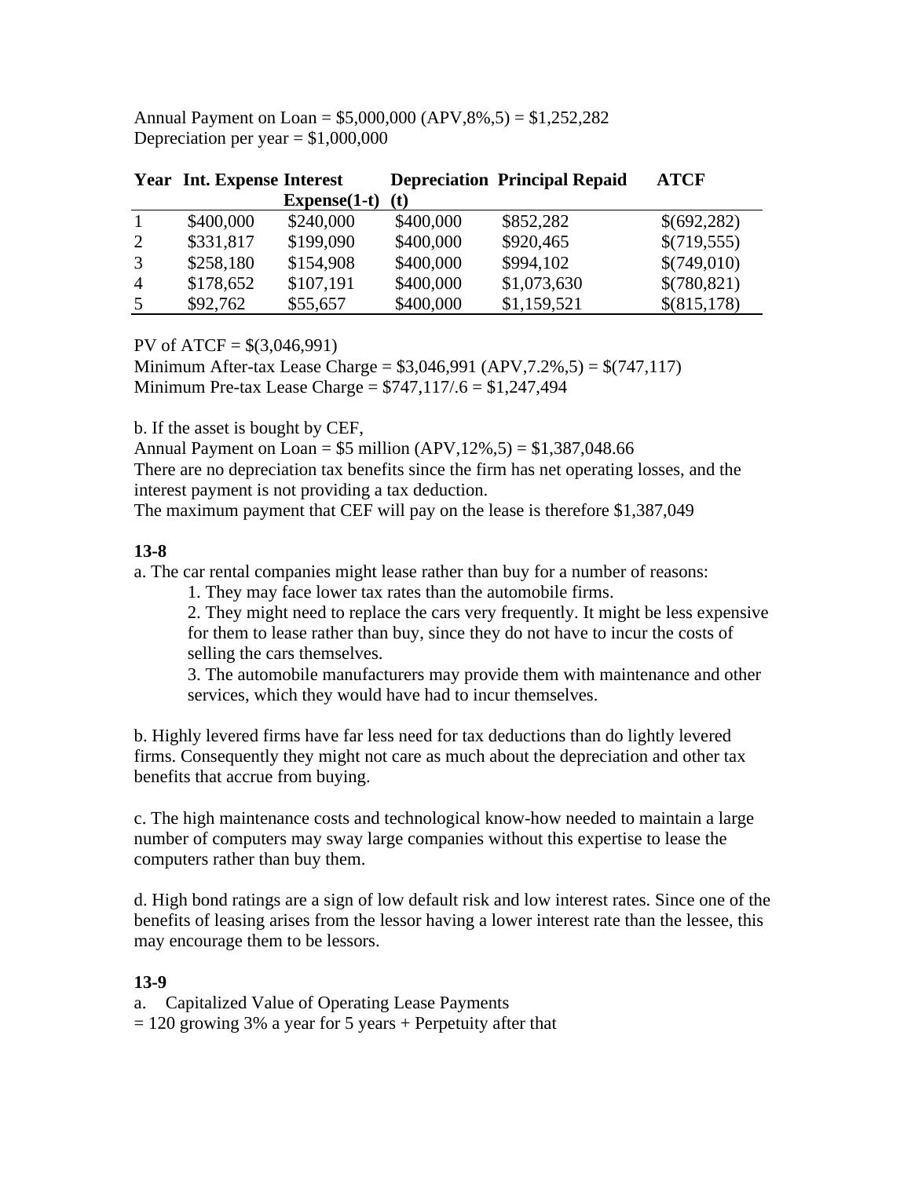Annual Payment on Loan = \$5,000,000 (APV,8%,5) = \$1,252,282
Depreciation per year = \$1,000,000

| Year | Int. Expense | Interest Expense(1-t) | Depreciation (t) | Principal Repaid | ATCF |
|---|---|---|---|---|---|
| 1 | \$400,000 | \$240,000 | \$400,000 | \$852,282 | \$(692,282) |
| 2 | \$331,817 | \$199,090 | \$400,000 | \$920,465 | \$(719,555) |
| 3 | \$258,180 | \$154,908 | \$400,000 | \$994,102 | \$(749,010) |
| 4 | \$178,652 | \$107,191 | \$400,000 | \$1,073,630 | \$(780,821) |
| 5 | \$92,762 | \$55,657 | \$400,000 | \$1,159,521 | \$(815,178) |

PV of ATCF = \$(3,046,991)
Minimum After-tax Lease Charge = \$3,046,991 (APV,7.2%,5) = \$(747,117)
Minimum Pre-tax Lease Charge = \$747,117/.6 = \$1,247,494

b. If the asset is bought by CEF,
Annual Payment on Loan = \$5 million (APV,12%,5) = \$1,387,048.66
There are no depreciation tax benefits since the firm has net operating losses, and the interest payment is not providing a tax deduction.
The maximum payment that CEF will pay on the lease is therefore \$1,387,049

**13-8**

a. The car rental companies might lease rather than buy for a number of reasons:

1. They may face lower tax rates than the automobile firms.
2. They might need to replace the cars very frequently. It might be less expensive for them to lease rather than buy, since they do not have to incur the costs of selling the cars themselves.
3. The automobile manufacturers may provide them with maintenance and other services, which they would have had to incur themselves.

b. Highly levered firms have far less need for tax deductions than do lightly levered firms. Consequently they might not care as much about the depreciation and other tax benefits that accrue from buying.

c. The high maintenance costs and technological know-how needed to maintain a large number of computers may sway large companies without this expertise to lease the computers rather than buy them.

d. High bond ratings are a sign of low default risk and low interest rates. Since one of the benefits of leasing arises from the lessor having a lower interest rate than the lessee, this may encourage them to be lessors.

**13-9**

a. Capitalized Value of Operating Lease Payments
= 120 growing 3% a year for 5 years + Perpetuity after that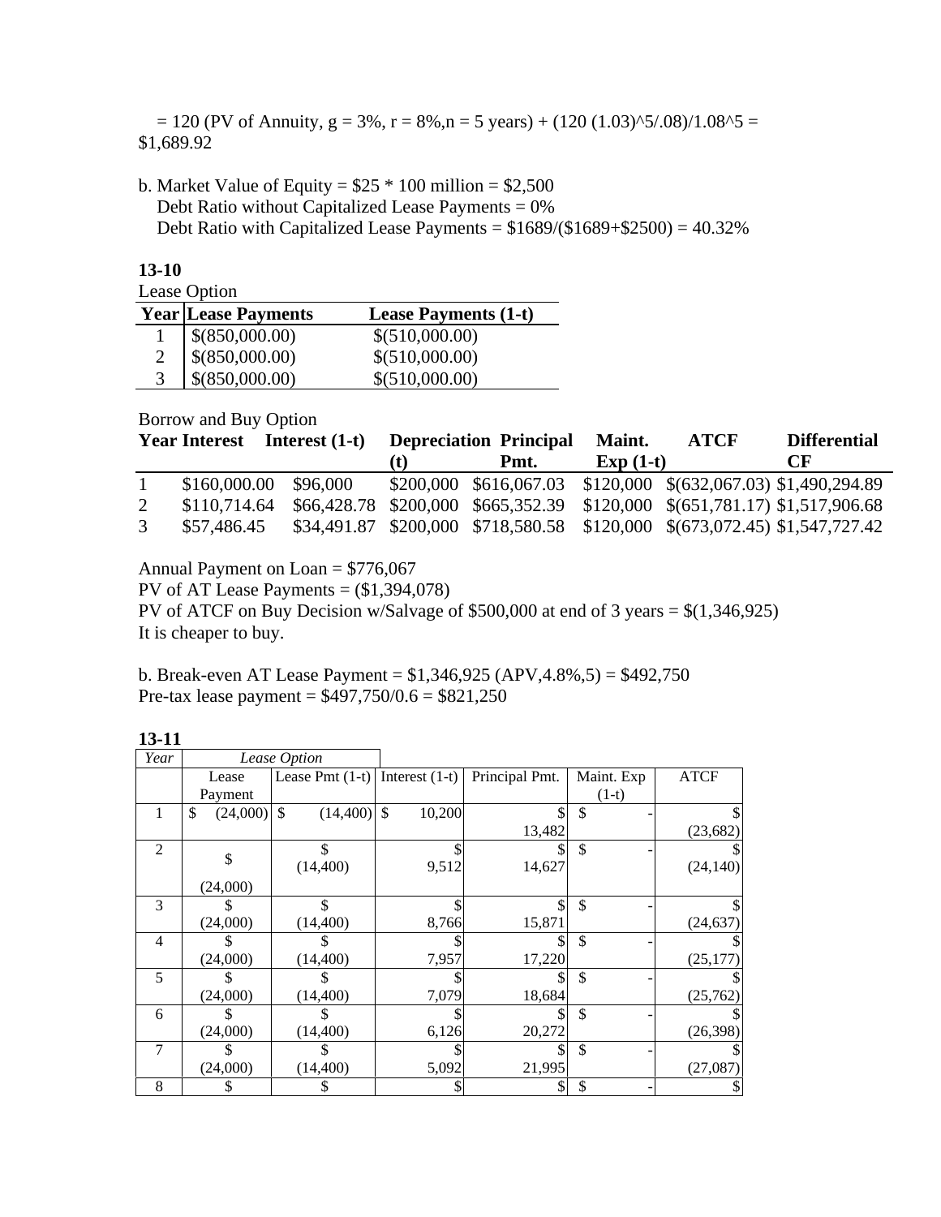= 120 (PV of Annuity, g = 3%, r = 8%,n = 5 years) + (120 (1.03)^5/.08)/1.08^5 = $1,689.92

b. Market Value of Equity = $25 * 100 million = $2,500
Debt Ratio without Capitalized Lease Payments = 0%
Debt Ratio with Capitalized Lease Payments = $1689/($1689+$2500) = 40.32%

**13-10**

Lease Option

| Year | Lease Payments | Lease Payments (1-t) |
|---|---|---|
| 1 | $(850,000.00) | $(510,000.00) |
| 2 | $(850,000.00) | $(510,000.00) |
| 3 | $(850,000.00) | $(510,000.00) |

Borrow and Buy Option

| Year | Interest | Interest (1-t) | Depreciation (t) | Principal Pmt. | Maint. Exp (1-t) | ATCF | Differential CF |
|---|---|---|---|---|---|---|---|
| 1 | $160,000.00 | $96,000 | $200,000 | $616,067.03 | $120,000 | $(632,067.03) | $1,490,294.89 |
| 2 | $110,714.64 | $66,428.78 | $200,000 | $665,352.39 | $120,000 | $(651,781.17) | $1,517,906.68 |
| 3 | $57,486.45 | $34,491.87 | $200,000 | $718,580.58 | $120,000 | $(673,072.45) | $1,547,727.42 |

Annual Payment on Loan = $776,067
PV of AT Lease Payments = ($1,394,078)
PV of ATCF on Buy Decision w/Salvage of $500,000 at end of 3 years = $(1,346,925)
It is cheaper to buy.

b. Break-even AT Lease Payment = $1,346,925 (APV,4.8%,5) = $492,750
Pre-tax lease payment = $497,750/0.6 = $821,250

**13-11**

| *Year* | *Lease Option* | | | | | |
|---|---|---|---|---|---|---|
| | Lease Payment | Lease Pmt (1-t) | Interest (1-t) | Principal Pmt. | Maint. Exp (1-t) | ATCF |
| 1 | $ (24,000) | $ (14,400) | $ 10,200 | $ 13,482 | $ - | $ (23,682) |
| 2 | $ (24,000) | $ (14,400) | $ 9,512 | $ 14,627 | $ - | $ (24,140) |
| 3 | $ (24,000) | $ (14,400) | $ 8,766 | $ 15,871 | $ - | $ (24,637) |
| 4 | $ (24,000) | $ (14,400) | $ 7,957 | $ 17,220 | $ - | $ (25,177) |
| 5 | $ (24,000) | $ (14,400) | $ 7,079 | $ 18,684 | $ - | $ (25,762) |
| 6 | $ (24,000) | $ (14,400) | $ 6,126 | $ 20,272 | $ - | $ (26,398) |
| 7 | $ (24,000) | $ (14,400) | $ 5,092 | $ 21,995 | $ - | $ (27,087) |
| 8 | $ | $ | $ | $ | $ - | $ |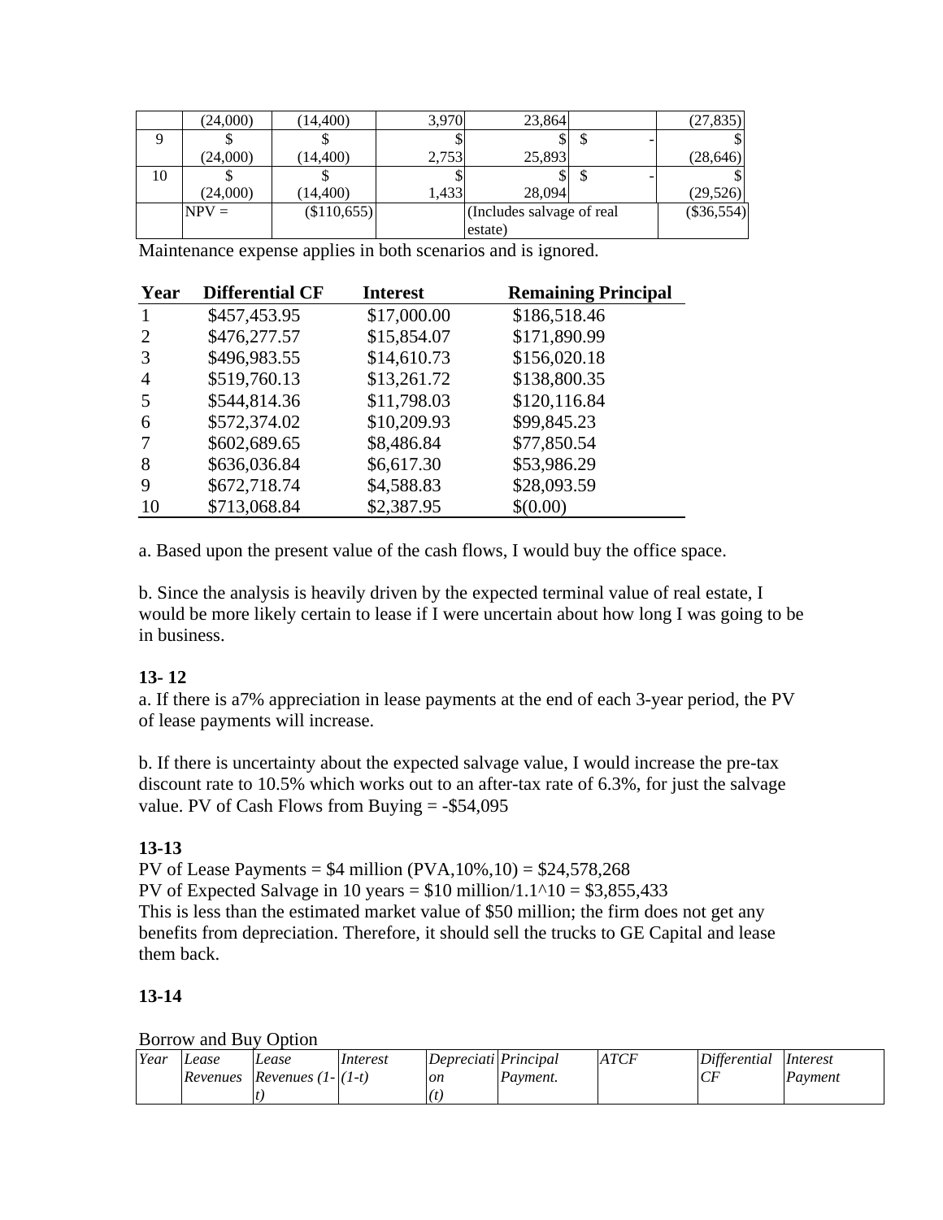|  | (24,000) | (14,400) | 3,970 | 23,864 |  | (27,835) |
|---|---|---|---|---|---|---|
| 9 | $ (24,000) | $ (14,400) | $ 2,753 | $ 25,893 | $ - | $ (28,646) |
| 10 | $ (24,000) | $ (14,400) | $ 1,433 | $ 28,094 | $ - | $ (29,526) |
|  | NPV = | ($110,655) |  | (Includes salvage of real estate) |  | ($36,554) |

Maintenance expense applies in both scenarios and is ignored.

| Year | Differential CF | Interest | Remaining Principal |
|---|---|---|---|
| 1 | $457,453.95 | $17,000.00 | $186,518.46 |
| 2 | $476,277.57 | $15,854.07 | $171,890.99 |
| 3 | $496,983.55 | $14,610.73 | $156,020.18 |
| 4 | $519,760.13 | $13,261.72 | $138,800.35 |
| 5 | $544,814.36 | $11,798.03 | $120,116.84 |
| 6 | $572,374.02 | $10,209.93 | $99,845.23 |
| 7 | $602,689.65 | $8,486.84 | $77,850.54 |
| 8 | $636,036.84 | $6,617.30 | $53,986.29 |
| 9 | $672,718.74 | $4,588.83 | $28,093.59 |
| 10 | $713,068.84 | $2,387.95 | $(0.00) |

a. Based upon the present value of the cash flows, I would buy the office space.

b. Since the analysis is heavily driven by the expected terminal value of real estate, I would be more likely certain to lease if I were uncertain about how long I was going to be in business.

**13- 12**

a. If there is a7% appreciation in lease payments at the end of each 3-year period, the PV of lease payments will increase.

b. If there is uncertainty about the expected salvage value, I would increase the pre-tax discount rate to 10.5% which works out to an after-tax rate of 6.3%, for just the salvage value. PV of Cash Flows from Buying = -$54,095

**13-13**

PV of Lease Payments = $4 million (PVA,10%,10) = $24,578,268
PV of Expected Salvage in 10 years = $10 million/1.1^10 = $3,855,433
This is less than the estimated market value of $50 million; the firm does not get any benefits from depreciation. Therefore, it should sell the trucks to GE Capital and lease them back.

**13-14**

Borrow and Buy Option

| *Year* | *Lease Revenues* | *Lease Revenues (1-t)* | *Interest (1-t)* | *Depreciation (t)* | *Principal Payment.* | *ATCF* | *Differential CF* | *Interest Payment* |
|---|---|---|---|---|---|---|---|---|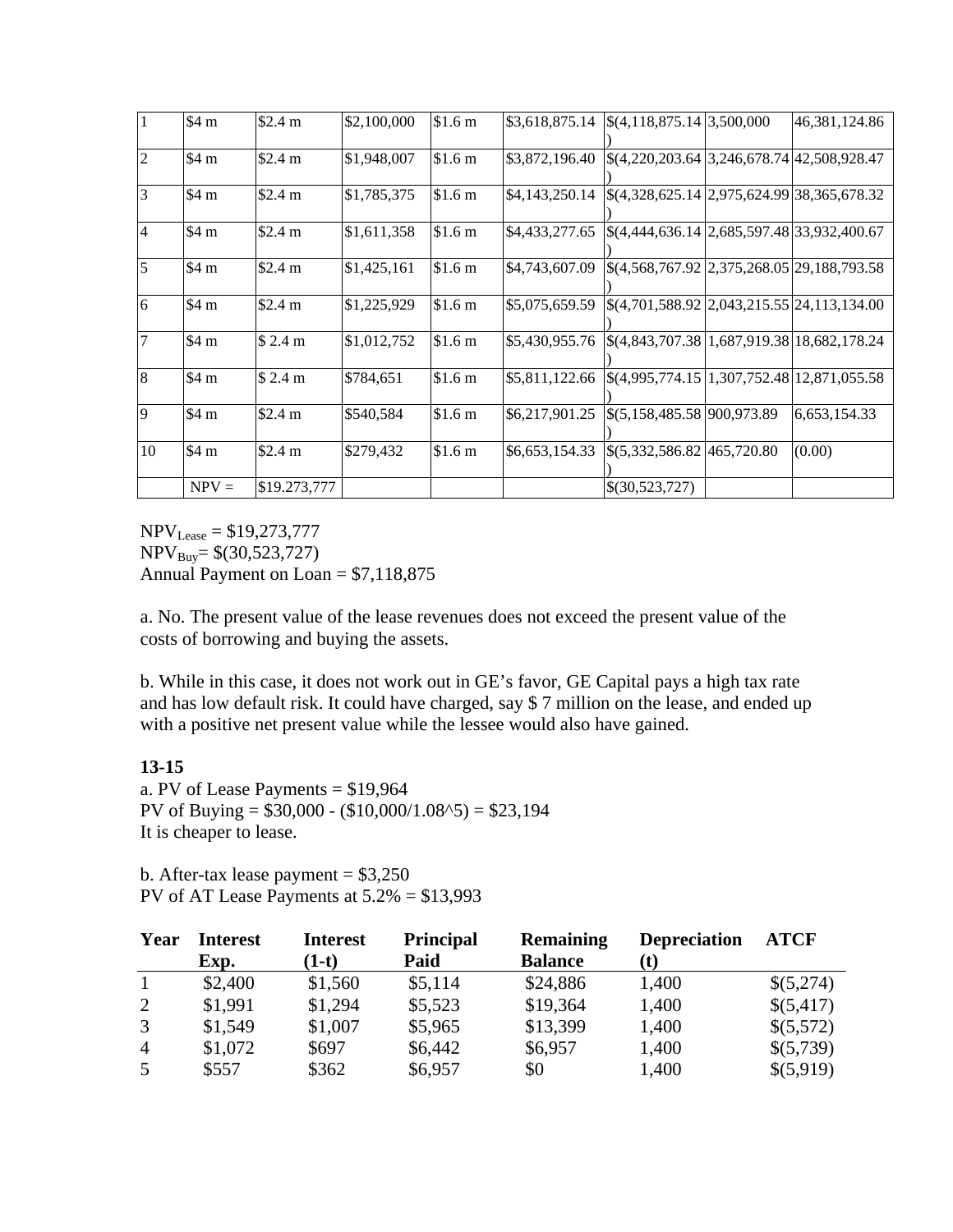| 1 | $4 m | $2.4 m | $2,100,000 | $1.6 m | $3,618,875.14 | $(4,118,875.14) | 3,500,000 | 46,381,124.86 |
|---|---|---|---|---|---|---|---|---|
| 2 | $4 m | $2.4 m | $1,948,007 | $1.6 m | $3,872,196.40 | $(4,220,203.64) | 3,246,678.74 | 42,508,928.47 |
| 3 | $4 m | $2.4 m | $1,785,375 | $1.6 m | $4,143,250.14 | $(4,328,625.14) | 2,975,624.99 | 38,365,678.32 |
| 4 | $4 m | $2.4 m | $1,611,358 | $1.6 m | $4,433,277.65 | $(4,444,636.14) | 2,685,597.48 | 33,932,400.67 |
| 5 | $4 m | $2.4 m | $1,425,161 | $1.6 m | $4,743,607.09 | $(4,568,767.92) | 2,375,268.05 | 29,188,793.58 |
| 6 | $4 m | $2.4 m | $1,225,929 | $1.6 m | $5,075,659.59 | $(4,701,588.92) | 2,043,215.55 | 24,113,134.00 |
| 7 | $4 m | $ 2.4 m | $1,012,752 | $1.6 m | $5,430,955.76 | $(4,843,707.38) | 1,687,919.38 | 18,682,178.24 |
| 8 | $4 m | $ 2.4 m | $784,651 | $1.6 m | $5,811,122.66 | $(4,995,774.15) | 1,307,752.48 | 12,871,055.58 |
| 9 | $4 m | $2.4 m | $540,584 | $1.6 m | $6,217,901.25 | $(5,158,485.58) | 900,973.89 | 6,653,154.33 |
| 10 | $4 m | $2.4 m | $279,432 | $1.6 m | $6,653,154.33 | $(5,332,586.82) | 465,720.80 | (0.00) |
| | NPV = | $19.273,777 | | | | $(30,523,727) | | |

$NPV_{Lease}$ = $19,273,777
$NPV_{Buy}$= $(30,523,727)
Annual Payment on Loan = $7,118,875

a. No. The present value of the lease revenues does not exceed the present value of the costs of borrowing and buying the assets.

b. While in this case, it does not work out in GE's favor, GE Capital pays a high tax rate and has low default risk. It could have charged, say $ 7 million on the lease, and ended up with a positive net present value while the lessee would also have gained.

**13-15**
a. PV of Lease Payments = $19,964
PV of Buying = $30,000 - ($10,000/1.08^5) = $23,194
It is cheaper to lease.

b. After-tax lease payment = $3,250
PV of AT Lease Payments at 5.2% = $13,993

| Year | Interest Exp. | Interest (1-t) | Principal Paid | Remaining Balance | Depreciation (t) | ATCF |
|---|---|---|---|---|---|---|
| 1 | $2,400 | $1,560 | $5,114 | $24,886 | 1,400 | $(5,274) |
| 2 | $1,991 | $1,294 | $5,523 | $19,364 | 1,400 | $(5,417) |
| 3 | $1,549 | $1,007 | $5,965 | $13,399 | 1,400 | $(5,572) |
| 4 | $1,072 | $697 | $6,442 | $6,957 | 1,400 | $(5,739) |
| 5 | $557 | $362 | $6,957 | $0 | 1,400 | $(5,919) |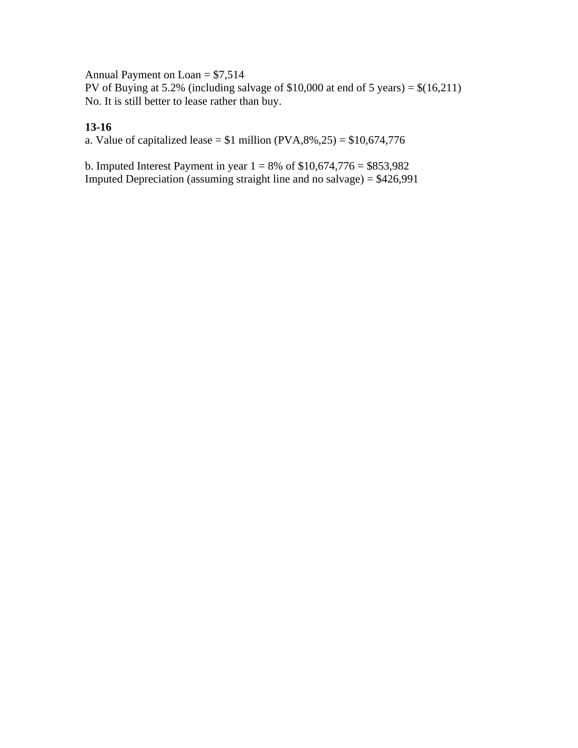Annual Payment on Loan = $7,514
PV of Buying at 5.2% (including salvage of $10,000 at end of 5 years) = $(16,211)
No. It is still better to lease rather than buy.

**13-16**

a. Value of capitalized lease = $1 million (PVA,8%,25) = $10,674,776

b. Imputed Interest Payment in year 1 = 8% of $10,674,776 = $853,982
Imputed Depreciation (assuming straight line and no salvage) = $426,991